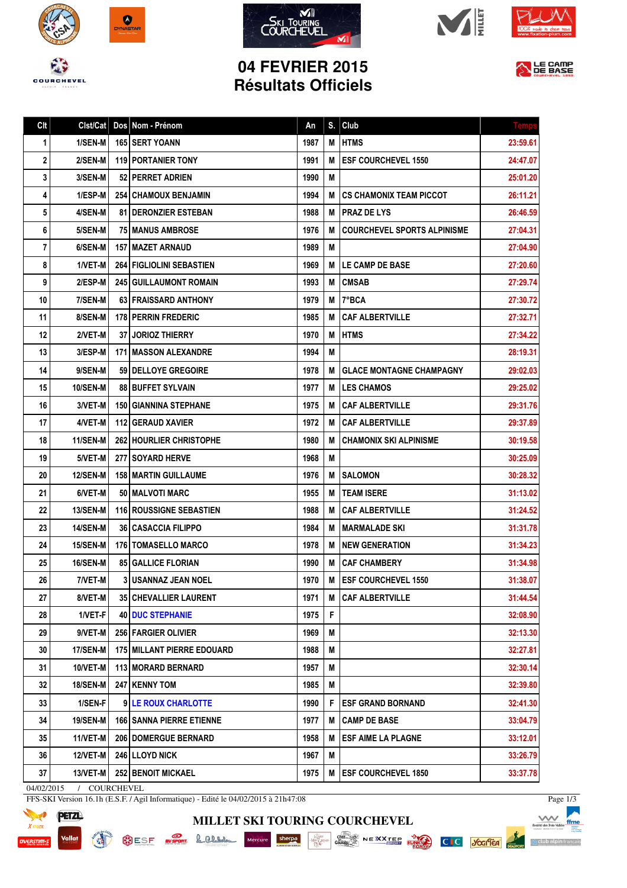# 04 FEVRIER 2015
## Résultats Officiels

| Clt | Clst/Cat | Dos | Nom - Prénom | An | S. | Club | Temps |
|---|---|---|---|---|---|---|---|
| 1 | 1/SEN-M | 165 | SERT YOANN | 1987 | M | HTMS | 23:59.61 |
| 2 | 2/SEN-M | 119 | PORTANIER TONY | 1991 | M | ESF COURCHEVEL 1550 | 24:47.07 |
| 3 | 3/SEN-M | 52 | PERRET ADRIEN | 1990 | M | | 25:01.20 |
| 4 | 1/ESP-M | 254 | CHAMOUX BENJAMIN | 1994 | M | CS CHAMONIX TEAM PICCOT | 26:11.21 |
| 5 | 4/SEN-M | 81 | DERONZIER ESTEBAN | 1988 | M | PRAZ DE LYS | 26:46.59 |
| 6 | 5/SEN-M | 75 | MANUS AMBROSE | 1976 | M | COURCHEVEL SPORTS ALPINISME | 27:04.31 |
| 7 | 6/SEN-M | 157 | MAZET ARNAUD | 1989 | M | | 27:04.90 |
| 8 | 1/VET-M | 264 | FIGLIOLINI SEBASTIEN | 1969 | M | LE CAMP DE BASE | 27:20.60 |
| 9 | 2/ESP-M | 245 | GUILLAUMONT ROMAIN | 1993 | M | CMSAB | 27:29.74 |
| 10 | 7/SEN-M | 63 | FRAISSARD ANTHONY | 1979 | M | 7°BCA | 27:30.72 |
| 11 | 8/SEN-M | 178 | PERRIN FREDERIC | 1985 | M | CAF ALBERTVILLE | 27:32.71 |
| 12 | 2/VET-M | 37 | JORIOZ THIERRY | 1970 | M | HTMS | 27:34.22 |
| 13 | 3/ESP-M | 171 | MASSON ALEXANDRE | 1994 | M | | 28:19.31 |
| 14 | 9/SEN-M | 59 | DELLOYE GREGOIRE | 1978 | M | GLACE MONTAGNE CHAMPAGNY | 29:02.03 |
| 15 | 10/SEN-M | 88 | BUFFET SYLVAIN | 1977 | M | LES CHAMOS | 29:25.02 |
| 16 | 3/VET-M | 150 | GIANNINA STEPHANE | 1975 | M | CAF ALBERTVILLE | 29:31.76 |
| 17 | 4/VET-M | 112 | GERAUD XAVIER | 1972 | M | CAF ALBERTVILLE | 29:37.89 |
| 18 | 11/SEN-M | 262 | HOURLIER CHRISTOPHE | 1980 | M | CHAMONIX SKI ALPINISME | 30:19.58 |
| 19 | 5/VET-M | 277 | SOYARD HERVE | 1968 | M | | 30:25.09 |
| 20 | 12/SEN-M | 158 | MARTIN GUILLAUME | 1976 | M | SALOMON | 30:28.32 |
| 21 | 6/VET-M | 50 | MALVOTI MARC | 1955 | M | TEAM ISERE | 31:13.02 |
| 22 | 13/SEN-M | 116 | ROUSSIGNE SEBASTIEN | 1988 | M | CAF ALBERTVILLE | 31:24.52 |
| 23 | 14/SEN-M | 36 | CASACCIA FILIPPO | 1984 | M | MARMALADE SKI | 31:31.78 |
| 24 | 15/SEN-M | 176 | TOMASELLO MARCO | 1978 | M | NEW GENERATION | 31:34.23 |
| 25 | 16/SEN-M | 85 | GALLICE FLORIAN | 1990 | M | CAF CHAMBERY | 31:34.98 |
| 26 | 7/VET-M | 3 | USANNAZ JEAN NOEL | 1970 | M | ESF COURCHEVEL 1550 | 31:38.07 |
| 27 | 8/VET-M | 35 | CHEVALLIER LAURENT | 1971 | M | CAF ALBERTVILLE | 31:44.54 |
| 28 | 1/VET-F | 40 | DUC STEPHANIE | 1975 | F | | 32:08.90 |
| 29 | 9/VET-M | 256 | FARGIER OLIVIER | 1969 | M | | 32:13.30 |
| 30 | 17/SEN-M | 175 | MILLANT PIERRE EDOUARD | 1988 | M | | 32:27.81 |
| 31 | 10/VET-M | 113 | MORARD BERNARD | 1957 | M | | 32:30.14 |
| 32 | 18/SEN-M | 247 | KENNY TOM | 1985 | M | | 32:39.80 |
| 33 | 1/SEN-F | 9 | LE ROUX CHARLOTTE | 1990 | F | ESF GRAND BORNAND | 32:41.30 |
| 34 | 19/SEN-M | 166 | SANNA PIERRE ETIENNE | 1977 | M | CAMP DE BASE | 33:04.79 |
| 35 | 11/VET-M | 206 | DOMERGUE BERNARD | 1958 | M | ESF AIME LA PLAGNE | 33:12.01 |
| 36 | 12/VET-M | 246 | LLOYD NICK | 1967 | M | | 33:26.79 |
| 37 | 13/VET-M | 252 | BENOIT MICKAEL | 1975 | M | ESF COURCHEVEL 1850 | 33:37.78 |

04/02/2015 / COURCHEVEL

FFS-SKI Version 16.1h (E.S.F. / Agil Informatique) - Edité le 04/02/2015 à 21h47:08

MILLET SKI TOURING COURCHEVEL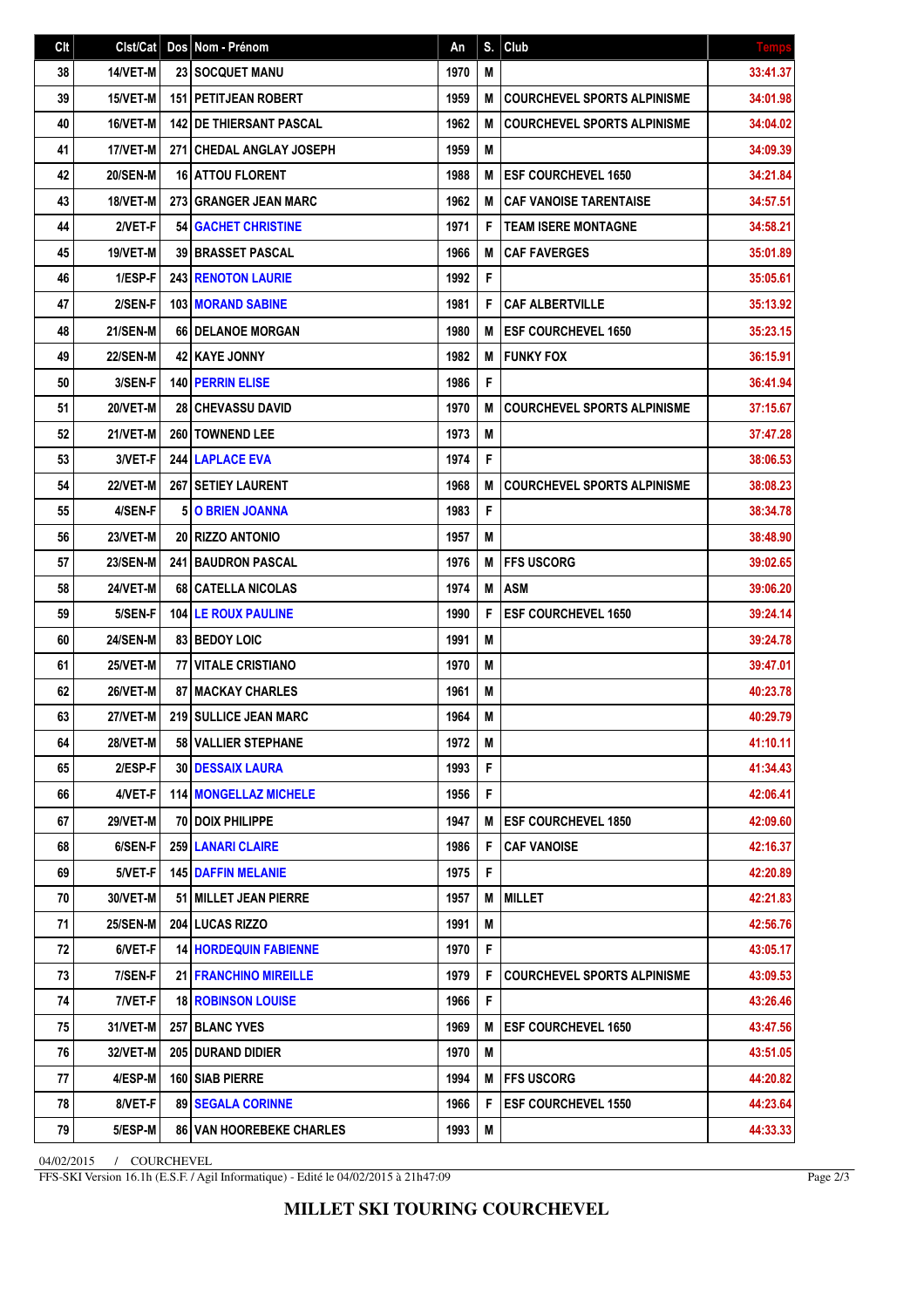| Clt | Clst/Cat | Dos | Nom - Prénom | An | S. | Club | Temps |
|---|---|---|---|---|---|---|---|
| 38 | 14/VET-M | 23 | SOCQUET MANU | 1970 | M | | 33:41.37 |
| 39 | 15/VET-M | 151 | PETITJEAN ROBERT | 1959 | M | COURCHEVEL SPORTS ALPINISME | 34:01.98 |
| 40 | 16/VET-M | 142 | DE THIERSANT PASCAL | 1962 | M | COURCHEVEL SPORTS ALPINISME | 34:04.02 |
| 41 | 17/VET-M | 271 | CHEDAL ANGLAY JOSEPH | 1959 | M | | 34:09.39 |
| 42 | 20/SEN-M | 16 | ATTOU FLORENT | 1988 | M | ESF COURCHEVEL 1650 | 34:21.84 |
| 43 | 18/VET-M | 273 | GRANGER JEAN MARC | 1962 | M | CAF VANOISE TARENTAISE | 34:57.51 |
| 44 | 2/VET-F | 54 | GACHET CHRISTINE | 1971 | F | TEAM ISERE MONTAGNE | 34:58.21 |
| 45 | 19/VET-M | 39 | BRASSET PASCAL | 1966 | M | CAF FAVERGES | 35:01.89 |
| 46 | 1/ESP-F | 243 | RENOTON LAURIE | 1992 | F | | 35:05.61 |
| 47 | 2/SEN-F | 103 | MORAND SABINE | 1981 | F | CAF ALBERTVILLE | 35:13.92 |
| 48 | 21/SEN-M | 66 | DELANOE MORGAN | 1980 | M | ESF COURCHEVEL 1650 | 35:23.15 |
| 49 | 22/SEN-M | 42 | KAYE JONNY | 1982 | M | FUNKY FOX | 36:15.91 |
| 50 | 3/SEN-F | 140 | PERRIN ELISE | 1986 | F | | 36:41.94 |
| 51 | 20/VET-M | 28 | CHEVASSU DAVID | 1970 | M | COURCHEVEL SPORTS ALPINISME | 37:15.67 |
| 52 | 21/VET-M | 260 | TOWNEND LEE | 1973 | M | | 37:47.28 |
| 53 | 3/VET-F | 244 | LAPLACE EVA | 1974 | F | | 38:06.53 |
| 54 | 22/VET-M | 267 | SETIEY LAURENT | 1968 | M | COURCHEVEL SPORTS ALPINISME | 38:08.23 |
| 55 | 4/SEN-F | 5 | O BRIEN JOANNA | 1983 | F | | 38:34.78 |
| 56 | 23/VET-M | 20 | RIZZO ANTONIO | 1957 | M | | 38:48.90 |
| 57 | 23/SEN-M | 241 | BAUDRON PASCAL | 1976 | M | FFS USCORG | 39:02.65 |
| 58 | 24/VET-M | 68 | CATELLA NICOLAS | 1974 | M | ASM | 39:06.20 |
| 59 | 5/SEN-F | 104 | LE ROUX PAULINE | 1990 | F | ESF COURCHEVEL 1650 | 39:24.14 |
| 60 | 24/SEN-M | 83 | BEDOY LOIC | 1991 | M | | 39:24.78 |
| 61 | 25/VET-M | 77 | VITALE CRISTIANO | 1970 | M | | 39:47.01 |
| 62 | 26/VET-M | 87 | MACKAY CHARLES | 1961 | M | | 40:23.78 |
| 63 | 27/VET-M | 219 | SULLICE JEAN MARC | 1964 | M | | 40:29.79 |
| 64 | 28/VET-M | 58 | VALLIER STEPHANE | 1972 | M | | 41:10.11 |
| 65 | 2/ESP-F | 30 | DESSAIX LAURA | 1993 | F | | 41:34.43 |
| 66 | 4/VET-F | 114 | MONGELLAZ MICHELE | 1956 | F | | 42:06.41 |
| 67 | 29/VET-M | 70 | DOIX PHILIPPE | 1947 | M | ESF COURCHEVEL 1850 | 42:09.60 |
| 68 | 6/SEN-F | 259 | LANARI CLAIRE | 1986 | F | CAF VANOISE | 42:16.37 |
| 69 | 5/VET-F | 145 | DAFFIN MELANIE | 1975 | F | | 42:20.89 |
| 70 | 30/VET-M | 51 | MILLET JEAN PIERRE | 1957 | M | MILLET | 42:21.83 |
| 71 | 25/SEN-M | 204 | LUCAS RIZZO | 1991 | M | | 42:56.76 |
| 72 | 6/VET-F | 14 | HORDEQUIN FABIENNE | 1970 | F | | 43:05.17 |
| 73 | 7/SEN-F | 21 | FRANCHINO MIREILLE | 1979 | F | COURCHEVEL SPORTS ALPINISME | 43:09.53 |
| 74 | 7/VET-F | 18 | ROBINSON LOUISE | 1966 | F | | 43:26.46 |
| 75 | 31/VET-M | 257 | BLANC YVES | 1969 | M | ESF COURCHEVEL 1650 | 43:47.56 |
| 76 | 32/VET-M | 205 | DURAND DIDIER | 1970 | M | | 43:51.05 |
| 77 | 4/ESP-M | 160 | SIAB PIERRE | 1994 | M | FFS USCORG | 44:20.82 |
| 78 | 8/VET-F | 89 | SEGALA CORINNE | 1966 | F | ESF COURCHEVEL 1550 | 44:23.64 |
| 79 | 5/ESP-M | 86 | VAN HOOREBEKE CHARLES | 1993 | M | | 44:33.33 |

04/02/2015 / COURCHEVEL

FFS-SKI Version 16.1h (E.S.F. / Agil Informatique) - Edité le 04/02/2015 à 21h47:09

**MILLET SKI TOURING COURCHEVEL**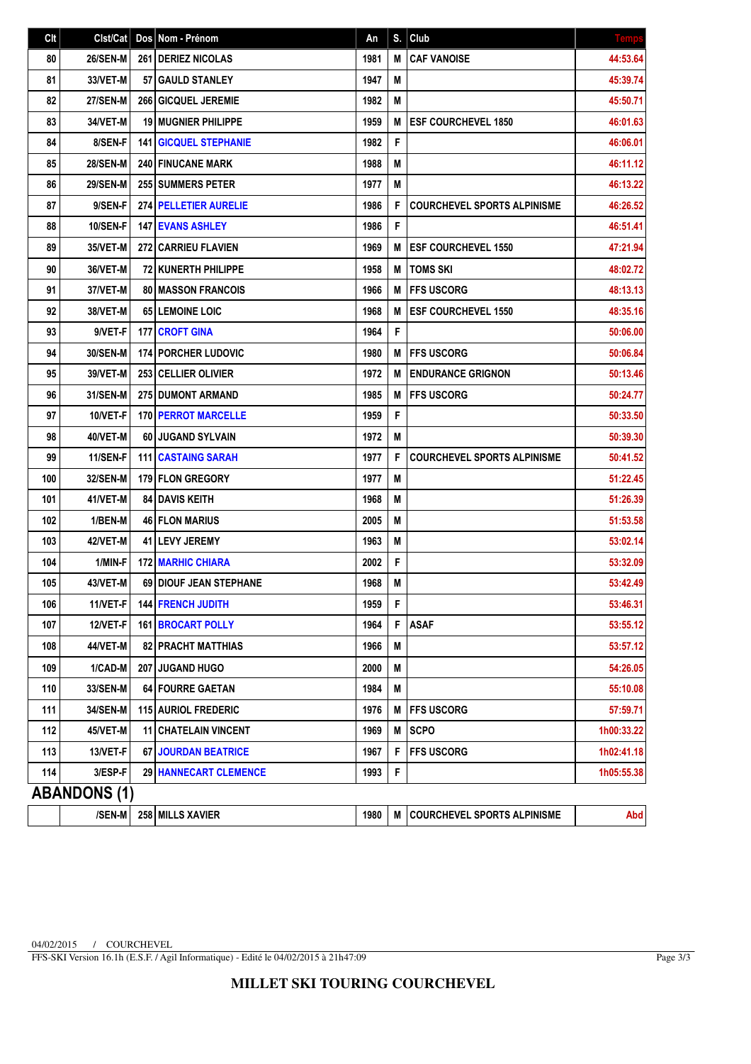| Clt | Clst/Cat | Dos | Nom - Prénom | An | S. | Club | Temps |
|---|---|---|---|---|---|---|---|
| 80 | 26/SEN-M | 261 | DERIEZ NICOLAS | 1981 | M | CAF VANOISE | 44:53.64 |
| 81 | 33/VET-M | 57 | GAULD STANLEY | 1947 | M | | 45:39.74 |
| 82 | 27/SEN-M | 266 | GICQUEL JEREMIE | 1982 | M | | 45:50.71 |
| 83 | 34/VET-M | 19 | MUGNIER PHILIPPE | 1959 | M | ESF COURCHEVEL 1850 | 46:01.63 |
| 84 | 8/SEN-F | 141 | GICQUEL STEPHANIE | 1982 | F | | 46:06.01 |
| 85 | 28/SEN-M | 240 | FINUCANE MARK | 1988 | M | | 46:11.12 |
| 86 | 29/SEN-M | 255 | SUMMERS PETER | 1977 | M | | 46:13.22 |
| 87 | 9/SEN-F | 274 | PELLETIER AURELIE | 1986 | F | COURCHEVEL SPORTS ALPINISME | 46:26.52 |
| 88 | 10/SEN-F | 147 | EVANS ASHLEY | 1986 | F | | 46:51.41 |
| 89 | 35/VET-M | 272 | CARRIEU FLAVIEN | 1969 | M | ESF COURCHEVEL 1550 | 47:21.94 |
| 90 | 36/VET-M | 72 | KUNERTH PHILIPPE | 1958 | M | TOMS SKI | 48:02.72 |
| 91 | 37/VET-M | 80 | MASSON FRANCOIS | 1966 | M | FFS USCORG | 48:13.13 |
| 92 | 38/VET-M | 65 | LEMOINE LOIC | 1968 | M | ESF COURCHEVEL 1550 | 48:35.16 |
| 93 | 9/VET-F | 177 | CROFT GINA | 1964 | F | | 50:06.00 |
| 94 | 30/SEN-M | 174 | PORCHER LUDOVIC | 1980 | M | FFS USCORG | 50:06.84 |
| 95 | 39/VET-M | 253 | CELLIER OLIVIER | 1972 | M | ENDURANCE GRIGNON | 50:13.46 |
| 96 | 31/SEN-M | 275 | DUMONT ARMAND | 1985 | M | FFS USCORG | 50:24.77 |
| 97 | 10/VET-F | 170 | PERROT MARCELLE | 1959 | F | | 50:33.50 |
| 98 | 40/VET-M | 60 | JUGAND SYLVAIN | 1972 | M | | 50:39.30 |
| 99 | 11/SEN-F | 111 | CASTAING SARAH | 1977 | F | COURCHEVEL SPORTS ALPINISME | 50:41.52 |
| 100 | 32/SEN-M | 179 | FLON GREGORY | 1977 | M | | 51:22.45 |
| 101 | 41/VET-M | 84 | DAVIS KEITH | 1968 | M | | 51:26.39 |
| 102 | 1/BEN-M | 46 | FLON MARIUS | 2005 | M | | 51:53.58 |
| 103 | 42/VET-M | 41 | LEVY JEREMY | 1963 | M | | 53:02.14 |
| 104 | 1/MIN-F | 172 | MARHIC CHIARA | 2002 | F | | 53:32.09 |
| 105 | 43/VET-M | 69 | DIOUF JEAN STEPHANE | 1968 | M | | 53:42.49 |
| 106 | 11/VET-F | 144 | FRENCH JUDITH | 1959 | F | | 53:46.31 |
| 107 | 12/VET-F | 161 | BROCART POLLY | 1964 | F | ASAF | 53:55.12 |
| 108 | 44/VET-M | 82 | PRACHT MATTHIAS | 1966 | M | | 53:57.12 |
| 109 | 1/CAD-M | 207 | JUGAND HUGO | 2000 | M | | 54:26.05 |
| 110 | 33/SEN-M | 64 | FOURRE GAETAN | 1984 | M | | 55:10.08 |
| 111 | 34/SEN-M | 115 | AURIOL FREDERIC | 1976 | M | FFS USCORG | 57:59.71 |
| 112 | 45/VET-M | 11 | CHATELAIN VINCENT | 1969 | M | SCPO | 1h00:33.22 |
| 113 | 13/VET-F | 67 | JOURDAN BEATRICE | 1967 | F | FFS USCORG | 1h02:41.18 |
| 114 | 3/ESP-F | 29 | HANNECART CLEMENCE | 1993 | F | | 1h05:55.38 |

## ABANDONS (1)

| | | | | | | | |
|---|---|---|---|---|---|---|---|
| | /SEN-M | 258 | MILLS XAVIER | 1980 | M | COURCHEVEL SPORTS ALPINISME | Abd |

04/02/2015 / COURCHEVEL

FFS-SKI Version 16.1h (E.S.F. / Agil Informatique) - Edité le 04/02/2015 à 21h47:09

**MILLET SKI TOURING COURCHEVEL**